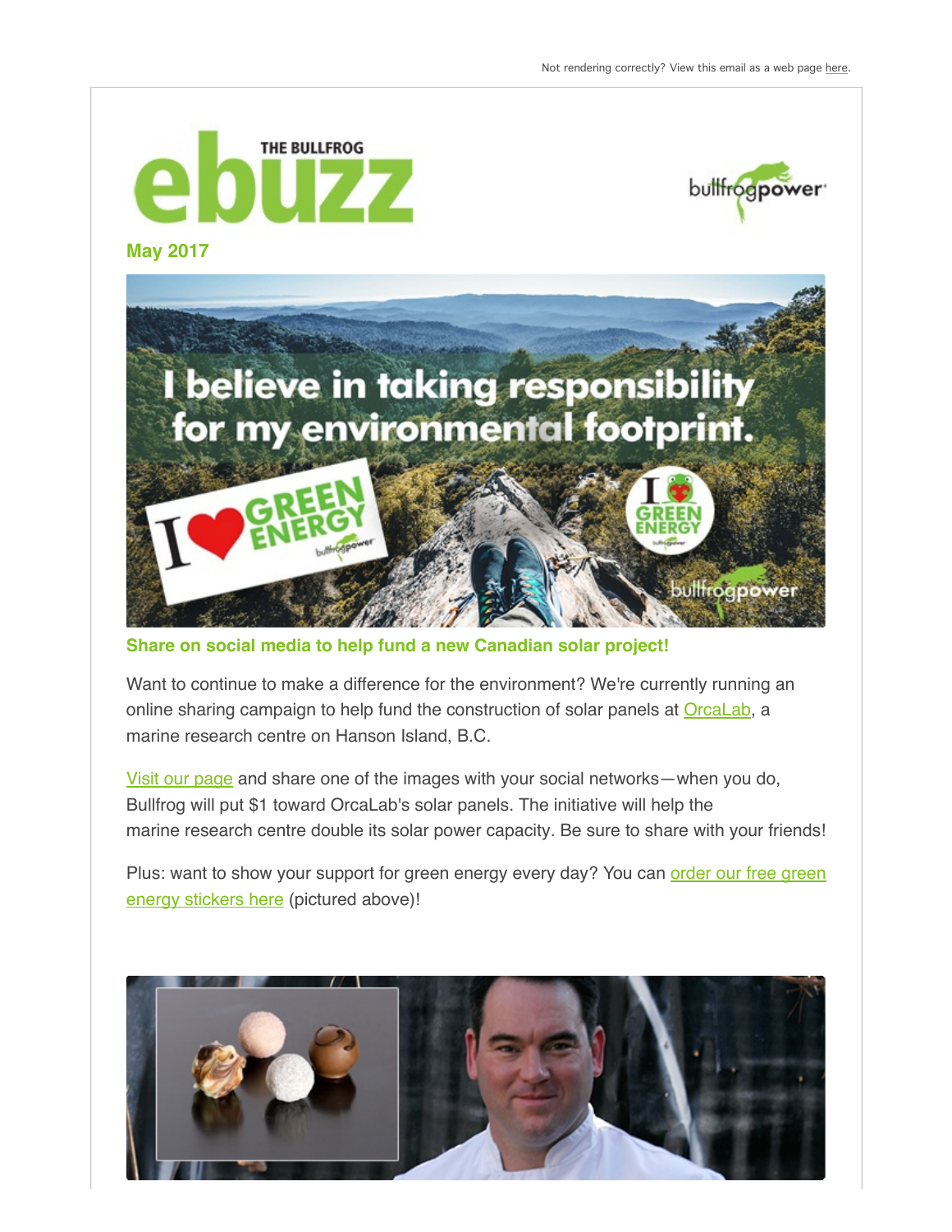Not rendering correctly? View this email as a web page here.

# THE BULLFROG ebuzz

bullfrogpower

**May 2017**

## Share on social media to help fund a new Canadian solar project!

Want to continue to make a difference for the environment? We're currently running an online sharing campaign to help fund the construction of solar panels at OrcaLab, a marine research centre on Hanson Island, B.C.

Visit our page and share one of the images with your social networks—when you do, Bullfrog will put $1 toward OrcaLab's solar panels. The initiative will help the marine research centre double its solar power capacity. Be sure to share with your friends!

Plus: want to show your support for green energy every day? You can order our free green energy stickers here (pictured above)!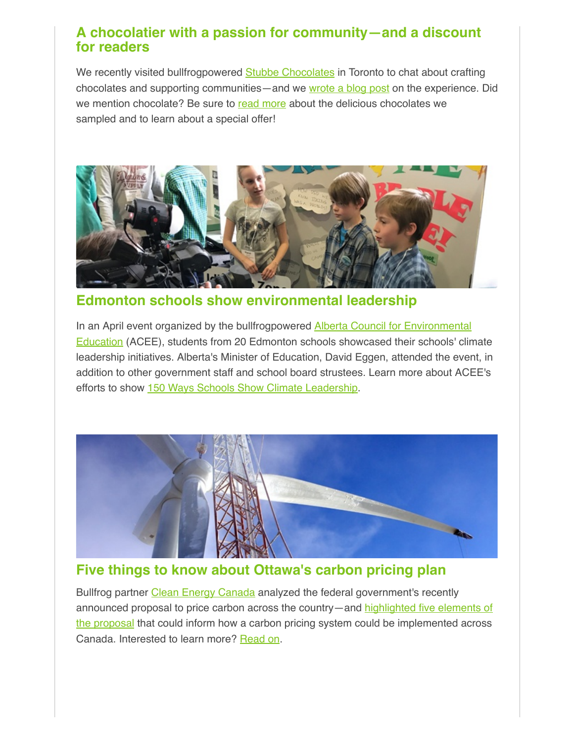## A chocolatier with a passion for community—and a discount for readers

We recently visited bullfrogpowered Stubbe Chocolates in Toronto to chat about crafting chocolates and supporting communities—and we wrote a blog post on the experience. Did we mention chocolate? Be sure to read more about the delicious chocolates we sampled and to learn about a special offer!

## Edmonton schools show environmental leadership

In an April event organized by the bullfrogpowered Alberta Council for Environmental Education (ACEE), students from 20 Edmonton schools showcased their schools' climate leadership initiatives. Alberta's Minister of Education, David Eggen, attended the event, in addition to other government staff and school board strustees. Learn more about ACEE's efforts to show 150 Ways Schools Show Climate Leadership.

## Five things to know about Ottawa's carbon pricing plan

Bullfrog partner Clean Energy Canada analyzed the federal government's recently announced proposal to price carbon across the country—and highlighted five elements of the proposal that could inform how a carbon pricing system could be implemented across Canada. Interested to learn more? Read on.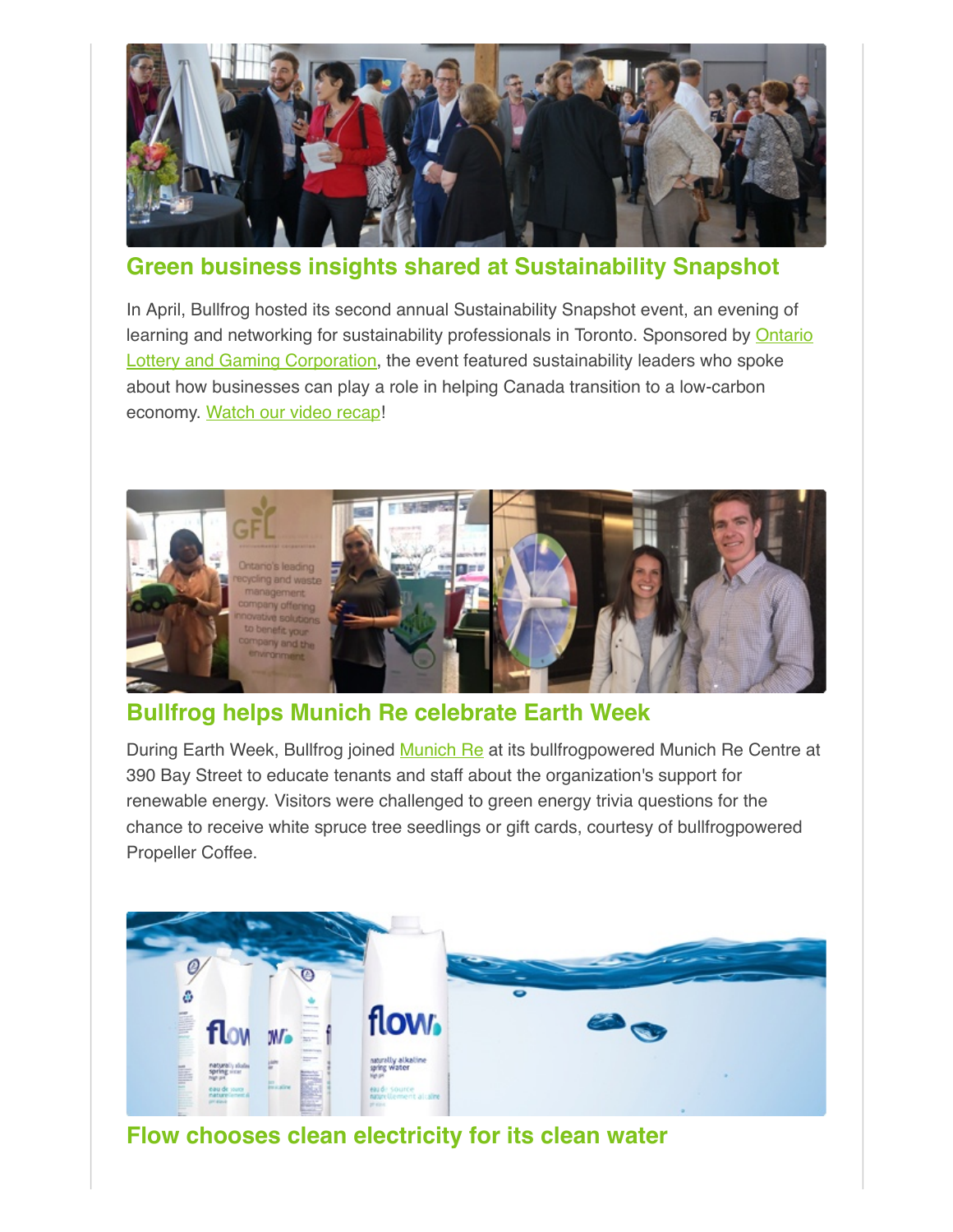## Green business insights shared at Sustainability Snapshot

In April, Bullfrog hosted its second annual Sustainability Snapshot event, an evening of learning and networking for sustainability professionals in Toronto. Sponsored by Ontario Lottery and Gaming Corporation, the event featured sustainability leaders who spoke about how businesses can play a role in helping Canada transition to a low-carbon economy. Watch our video recap!

## Bullfrog helps Munich Re celebrate Earth Week

During Earth Week, Bullfrog joined Munich Re at its bullfrogpowered Munich Re Centre at 390 Bay Street to educate tenants and staff about the organization's support for renewable energy. Visitors were challenged to green energy trivia questions for the chance to receive white spruce tree seedlings or gift cards, courtesy of bullfrogpowered Propeller Coffee.

## Flow chooses clean electricity for its clean water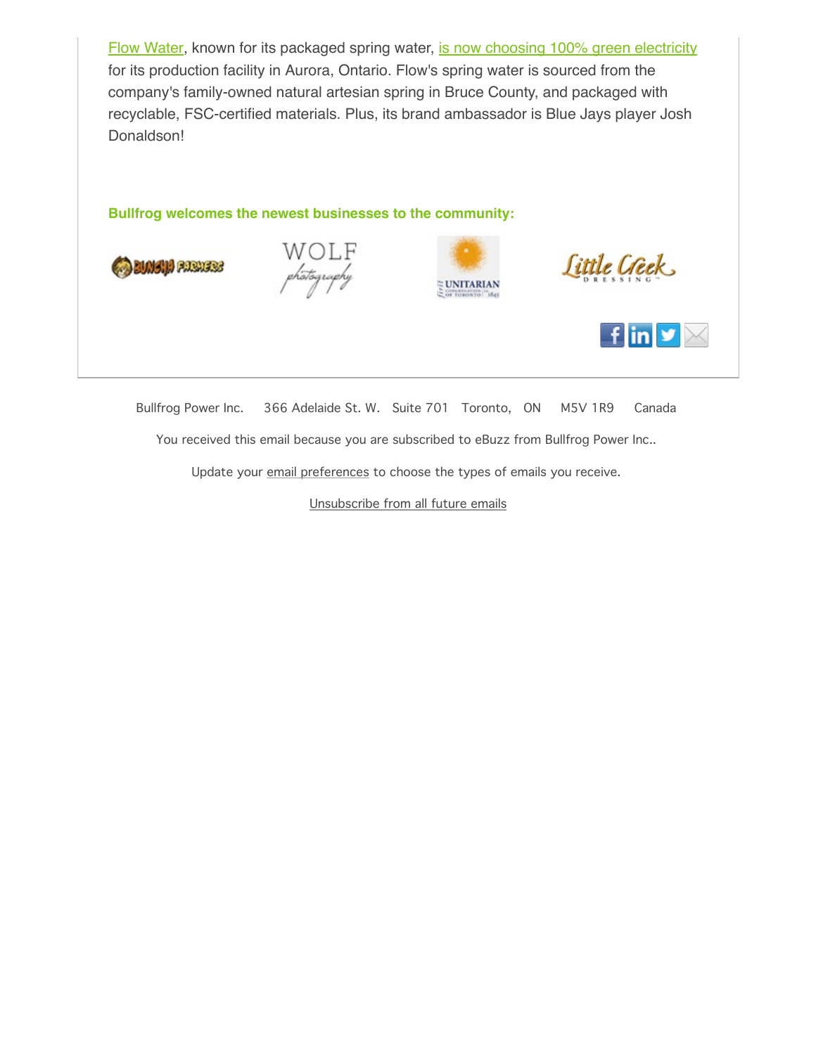Flow Water, known for its packaged spring water, is now choosing 100% green electricity for its production facility in Aurora, Ontario. Flow's spring water is sourced from the company's family-owned natural artesian spring in Bruce County, and packaged with recyclable, FSC-certified materials. Plus, its brand ambassador is Blue Jays player Josh Donaldson!

**Bullfrog welcomes the newest businesses to the community:**

Bullfrog Power Inc. 366 Adelaide St. W. Suite 701 Toronto, ON M5V 1R9 Canada

You received this email because you are subscribed to eBuzz from Bullfrog Power Inc..

Update your email preferences to choose the types of emails you receive.

Unsubscribe from all future emails